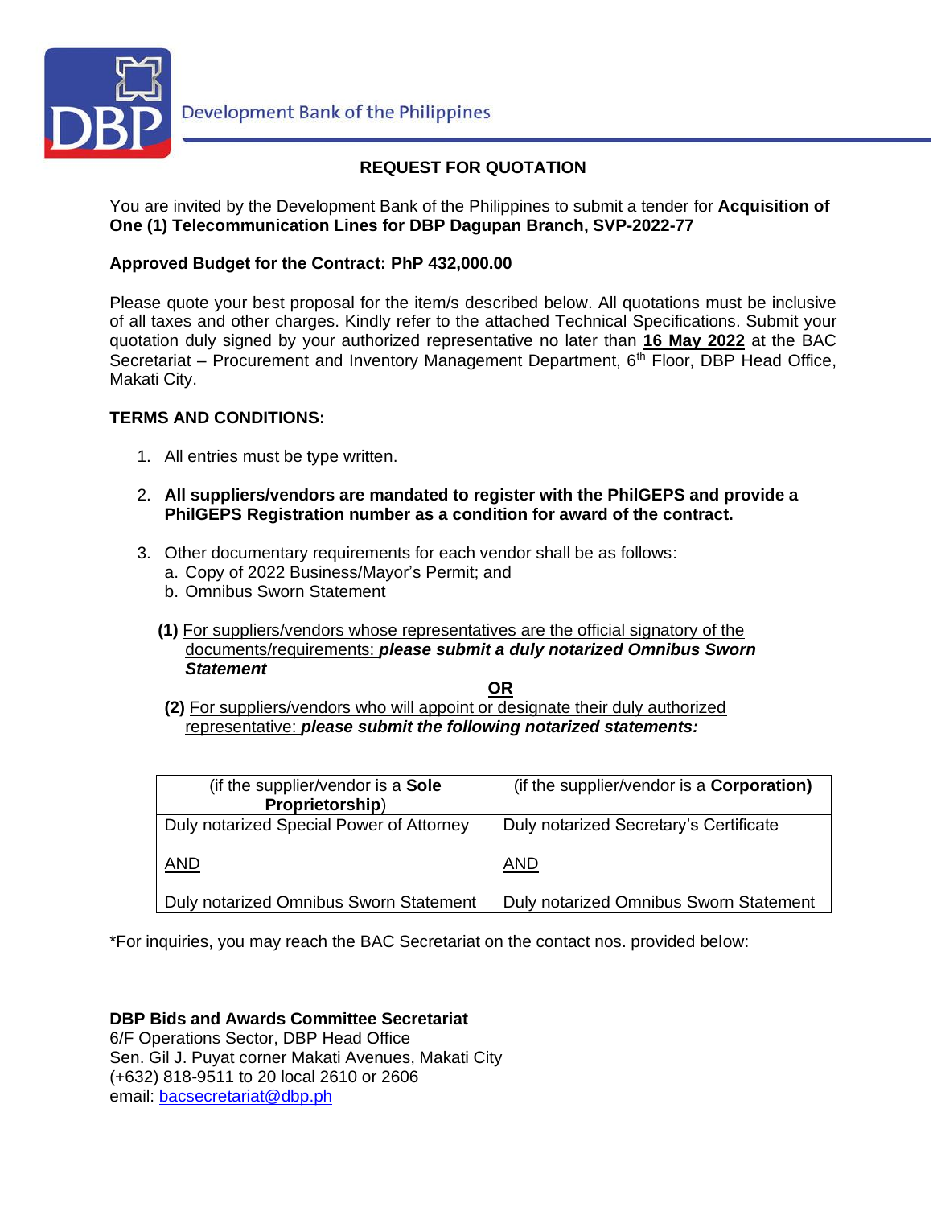Development Bank of the Philippines

## REQUEST FOR QUOTATION

You are invited by the Development Bank of the Philippines to submit a tender for **Acquisition of One (1) Telecommunication Lines for DBP Dagupan Branch, SVP-2022-77**

**Approved Budget for the Contract: PhP 432,000.00**

Please quote your best proposal for the item/s described below. All quotations must be inclusive of all taxes and other charges. Kindly refer to the attached Technical Specifications. Submit your quotation duly signed by your authorized representative no later than **16 May 2022** at the BAC Secretariat – Procurement and Inventory Management Department, 6th Floor, DBP Head Office, Makati City.

**TERMS AND CONDITIONS:**

1. All entries must be type written.
2. **All suppliers/vendors are mandated to register with the PhilGEPS and provide a PhilGEPS Registration number as a condition for award of the contract.**
3. Other documentary requirements for each vendor shall be as follows:
   a. Copy of 2022 Business/Mayor's Permit; and
   b. Omnibus Sworn Statement

   **(1)** For suppliers/vendors whose representatives are the official signatory of the documents/requirements: ***please submit a duly notarized Omnibus Sworn Statement***

   **OR**

   **(2)** For suppliers/vendors who will appoint or designate their duly authorized representative: ***please submit the following notarized statements:***

| (if the supplier/vendor is a **Sole Proprietorship**) | (if the supplier/vendor is a **Corporation)** |
|---|---|
| Duly notarized Special Power of Attorney<br><br>AND<br><br>Duly notarized Omnibus Sworn Statement | Duly notarized Secretary's Certificate<br><br>AND<br><br>Duly notarized Omnibus Sworn Statement |

*For inquiries, you may reach the BAC Secretariat on the contact nos. provided below:

**DBP Bids and Awards Committee Secretariat**
6/F Operations Sector, DBP Head Office
Sen. Gil J. Puyat corner Makati Avenues, Makati City
(+632) 818-9511 to 20 local 2610 or 2606
email: bacsecretariat@dbp.ph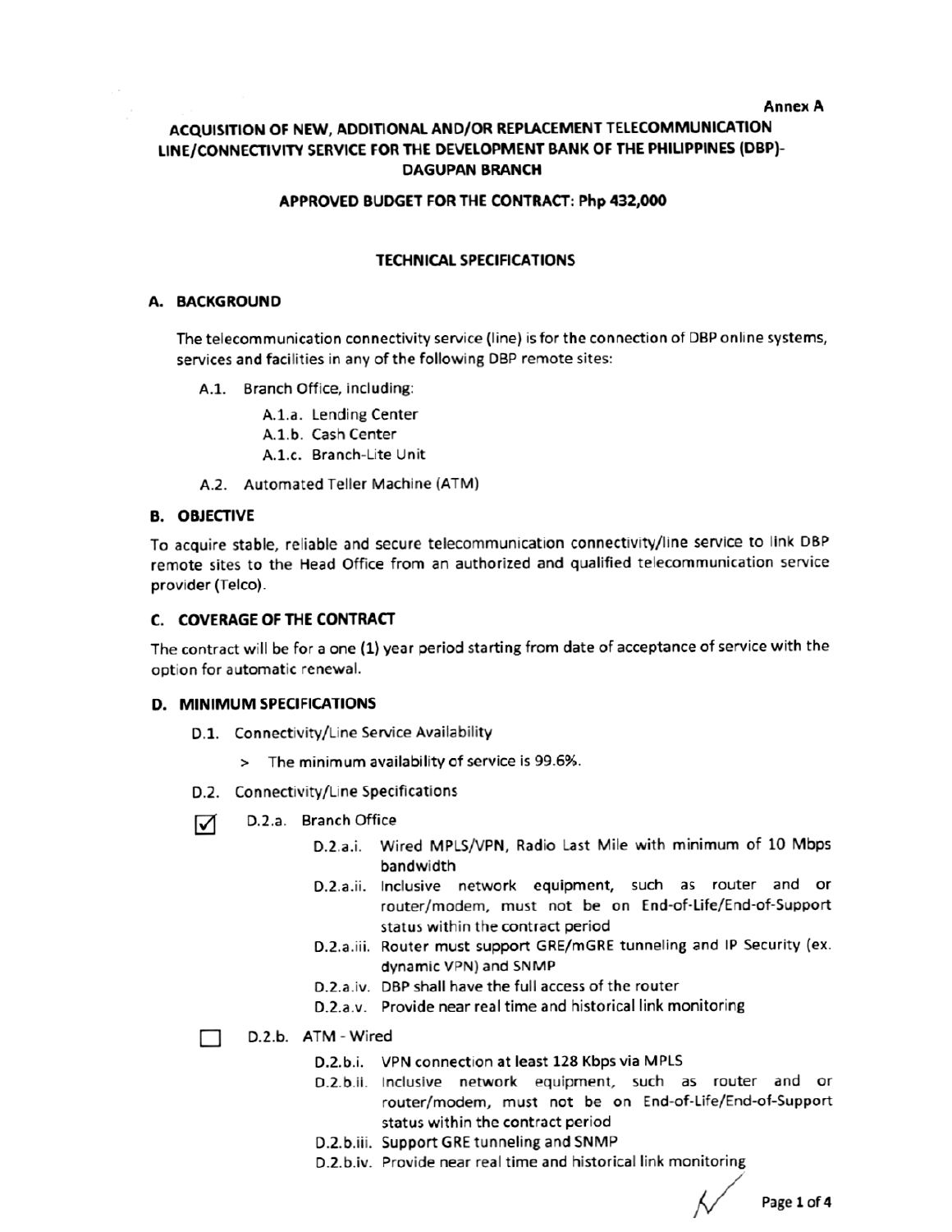Annex A

# ACQUISITION OF NEW, ADDITIONAL AND/OR REPLACEMENT TELECOMMUNICATION LINE/CONNECTIVITY SERVICE FOR THE DEVELOPMENT BANK OF THE PHILIPPINES (DBP)-DAGUPAN BRANCH

**APPROVED BUDGET FOR THE CONTRACT: Php 432,000**

## TECHNICAL SPECIFICATIONS

### A. BACKGROUND

The telecommunication connectivity service (line) is for the connection of DBP online systems, services and facilities in any of the following DBP remote sites:

- A.1. Branch Office, including:
  - A.1.a. Lending Center
  - A.1.b. Cash Center
  - A.1.c. Branch-Lite Unit
- A.2. Automated Teller Machine (ATM)

### B. OBJECTIVE

To acquire stable, reliable and secure telecommunication connectivity/line service to link DBP remote sites to the Head Office from an authorized and qualified telecommunication service provider (Telco).

### C. COVERAGE OF THE CONTRACT

The contract will be for a one (1) year period starting from date of acceptance of service with the option for automatic renewal.

### D. MINIMUM SPECIFICATIONS

- D.1. Connectivity/Line Service Availability
  - > The minimum availability of service is 99.6%.
- D.2. Connectivity/Line Specifications
  - ☑ D.2.a. Branch Office
    - D.2.a.i. Wired MPLS/VPN, Radio Last Mile with minimum of 10 Mbps bandwidth
    - D.2.a.ii. Inclusive network equipment, such as router and or router/modem, must not be on End-of-Life/End-of-Support status within the contract period
    - D.2.a.iii. Router must support GRE/mGRE tunneling and IP Security (ex. dynamic VPN) and SNMP
    - D.2.a.iv. DBP shall have the full access of the router
    - D.2.a.v. Provide near real time and historical link monitoring
  - ☐ D.2.b. ATM - Wired
    - D.2.b.i. VPN connection at least 128 Kbps via MPLS
    - D.2.b.ii. Inclusive network equipment, such as router and or router/modem, must not be on End-of-Life/End-of-Support status within the contract period
    - D.2.b.iii. Support GRE tunneling and SNMP
    - D.2.b.iv. Provide near real time and historical link monitoring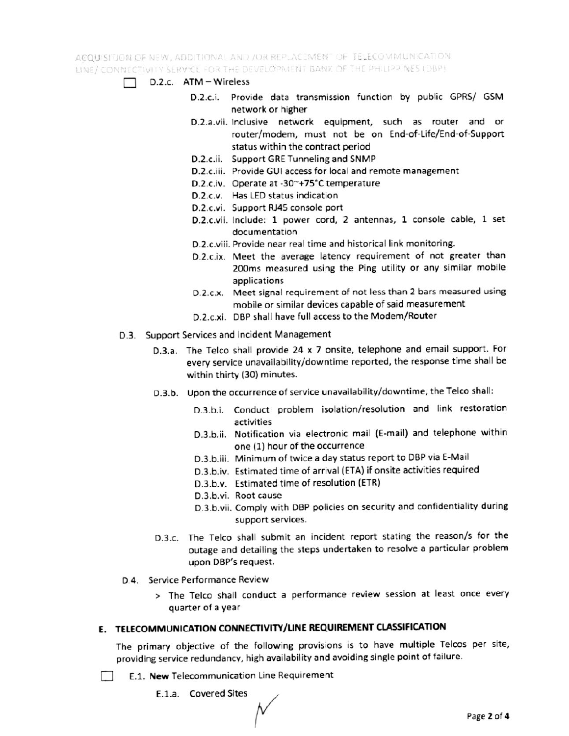- [ ] D.2.c. ATM – Wireless

    - D.2.c.i. Provide data transmission function by public GPRS/ GSM network or higher
    - D.2.a.vii. Inclusive network equipment, such as router and or router/modem, must not be on End-of-Life/End-of-Support status within the contract period
    - D.2.c.ii. Support GRE Tunneling and SNMP
    - D.2.c.iii. Provide GUI access for local and remote management
    - D.2.c.iv. Operate at -30~+75°C temperature
    - D.2.c.v. Has LED status indication
    - D.2.c.vi. Support RJ45 console port
    - D.2.c.vii. Include: 1 power cord, 2 antennas, 1 console cable, 1 set documentation
    - D.2.c.viii. Provide near real time and historical link monitoring.
    - D.2.c.ix. Meet the average latency requirement of not greater than 200ms measured using the Ping utility or any similar mobile applications
    - D.2.c.x. Meet signal requirement of not less than 2 bars measured using mobile or similar devices capable of said measurement
    - D.2.c.xi. DBP shall have full access to the Modem/Router

D.3. Support Services and Incident Management

- D.3.a. The Telco shall provide 24 x 7 onsite, telephone and email support. For every service unavailability/downtime reported, the response time shall be within thirty (30) minutes.
- D.3.b. Upon the occurrence of service unavailability/downtime, the Telco shall:
    - D.3.b.i. Conduct problem isolation/resolution and link restoration activities
    - D.3.b.ii. Notification via electronic mail (E-mail) and telephone within one (1) hour of the occurrence
    - D.3.b.iii. Minimum of twice a day status report to DBP via E-Mail
    - D.3.b.iv. Estimated time of arrival (ETA) if onsite activities required
    - D.3.b.v. Estimated time of resolution (ETR)
    - D.3.b.vi. Root cause
    - D.3.b.vii. Comply with DBP policies on security and confidentiality during support services.
- D.3.c. The Telco shall submit an incident report stating the reason/s for the outage and detailing the steps undertaken to resolve a particular problem upon DBP's request.

D.4. Service Performance Review

> The Telco shall conduct a performance review session at least once every quarter of a year

## E. TELECOMMUNICATION CONNECTIVITY/LINE REQUIREMENT CLASSIFICATION

The primary objective of the following provisions is to have multiple Telcos per site, providing service redundancy, high availability and avoiding single point of failure.

- [ ] E.1. **New** Telecommunication Line Requirement

    E.1.a. Covered Sites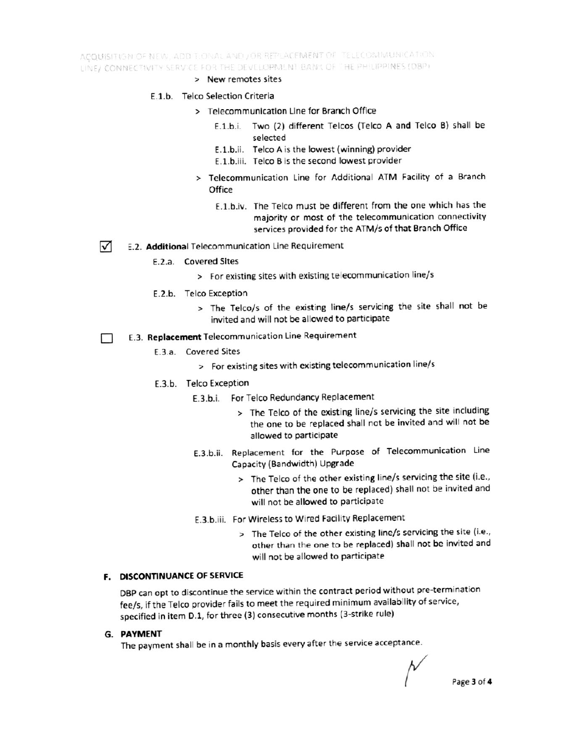> New remotes sites

E.1.b. Telco Selection Criteria

> Telecommunication Line for Branch Office

E.1.b.i. Two (2) different Telcos (Telco A and Telco B) shall be selected

E.1.b.ii. Telco A is the lowest (winning) provider

E.1.b.iii. Telco B is the second lowest provider

> Telecommunication Line for Additional ATM Facility of a Branch Office

E.1.b.iv. The Telco must be different from the one which has the majority or most of the telecommunication connectivity services provided for the ATM/s of that Branch Office

☑ E.2. **Additional** Telecommunication Line Requirement

E.2.a. Covered Sites

> For existing sites with existing telecommunication line/s

E.2.b. Telco Exception

> The Telco/s of the existing line/s servicing the site shall not be invited and will not be allowed to participate

☐ E.3. **Replacement** Telecommunication Line Requirement

E.3.a. Covered Sites

> For existing sites with existing telecommunication line/s

E.3.b. Telco Exception

E.3.b.i. For Telco Redundancy Replacement

> The Telco of the existing line/s servicing the site including the one to be replaced shall not be invited and will not be allowed to participate

E.3.b.ii. Replacement for the Purpose of Telecommunication Line Capacity (Bandwidth) Upgrade

> The Telco of the other existing line/s servicing the site (i.e., other than the one to be replaced) shall not be invited and will not be allowed to participate

E.3.b.iii. For Wireless to Wired Facility Replacement

> The Telco of the other existing line/s servicing the site (i.e., other than the one to be replaced) shall not be invited and will not be allowed to participate

## F. DISCONTINUANCE OF SERVICE

DBP can opt to discontinue the service within the contract period without pre-termination fee/s, if the Telco provider fails to meet the required minimum availability of service, specified in item D.1, for three (3) consecutive months (3-strike rule)

## G. PAYMENT

The payment shall be in a monthly basis every after the service acceptance.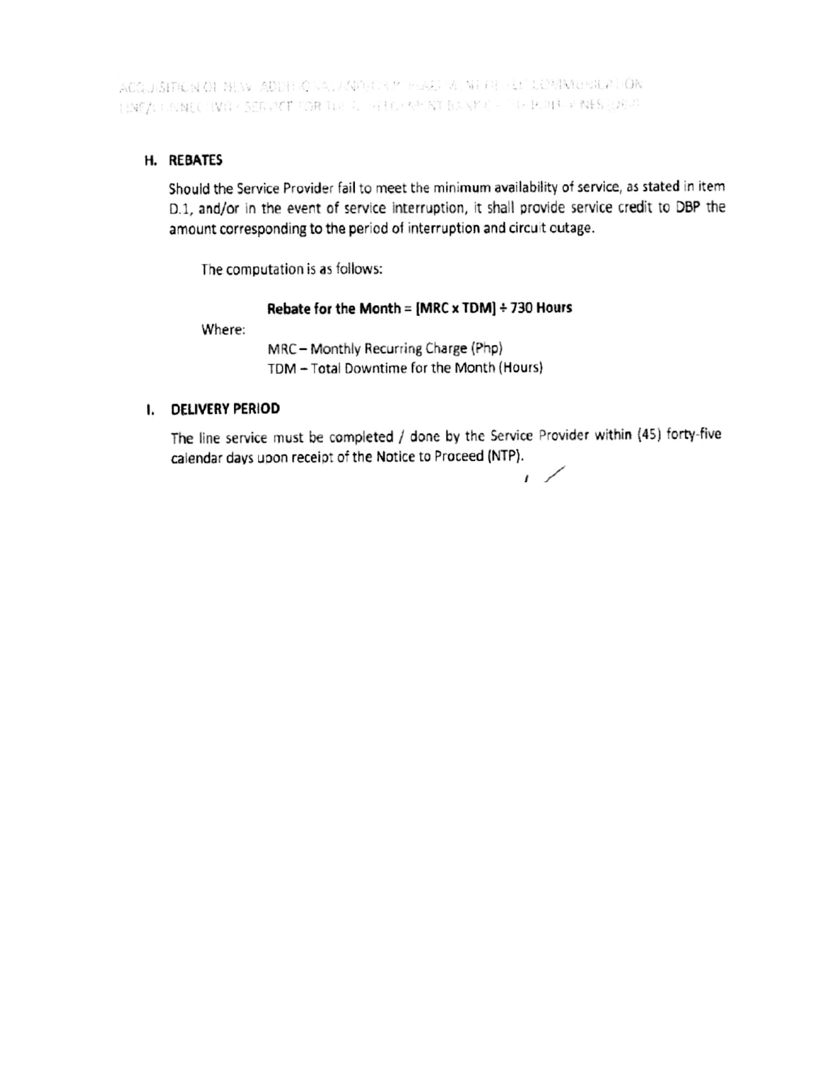## H. REBATES

Should the Service Provider fail to meet the minimum availability of service, as stated in item D.1, and/or in the event of service interruption, it shall provide service credit to DBP the amount corresponding to the period of interruption and circuit outage.

The computation is as follows:

**Rebate for the Month = [MRC x TDM] ÷ 730 Hours**

Where:

MRC – Monthly Recurring Charge (Php)
TDM – Total Downtime for the Month (Hours)

## I. DELIVERY PERIOD

The line service must be completed / done by the Service Provider within (45) forty-five calendar days upon receipt of the Notice to Proceed (NTP).